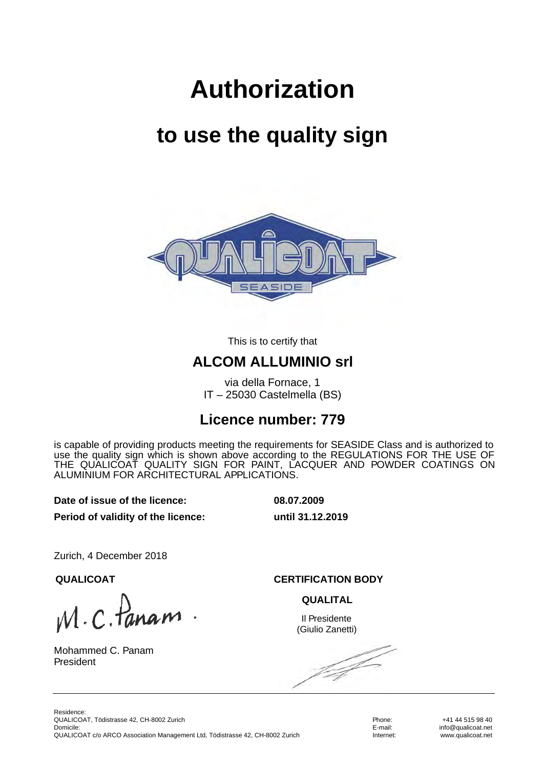# Authorization

## to use the quality sign

This is to certify that

## ALCOM ALLUMINIO srl

via della Fornace, 1
IT – 25030 Castelmella (BS)

## Licence number: 779

is capable of providing products meeting the requirements for SEASIDE Class and is authorized to use the quality sign which is shown above according to the REGULATIONS FOR THE USE OF THE QUALICOAT QUALITY SIGN FOR PAINT, LACQUER AND POWDER COATINGS ON ALUMINIUM FOR ARCHITECTURAL APPLICATIONS.

**Date of issue of the licence:** **08.07.2009**

**Period of validity of the licence:** **until 31.12.2019**

Zurich, 4 December 2018

**QUALICOAT**

Mohammed C. Panam
President

**CERTIFICATION BODY**

**QUALITAL**

Il Presidente
(Giulio Zanetti)

Residence:
QUALICOAT, Tödistrasse 42, CH-8002 Zurich
Domicile:
QUALICOAT c/o ARCO Association Management Ltd, Tödistrasse 42, CH-8002 Zurich

Phone: +41 44 515 98 40
E-mail: info@qualicoat.net
Internet: www.qualicoat.net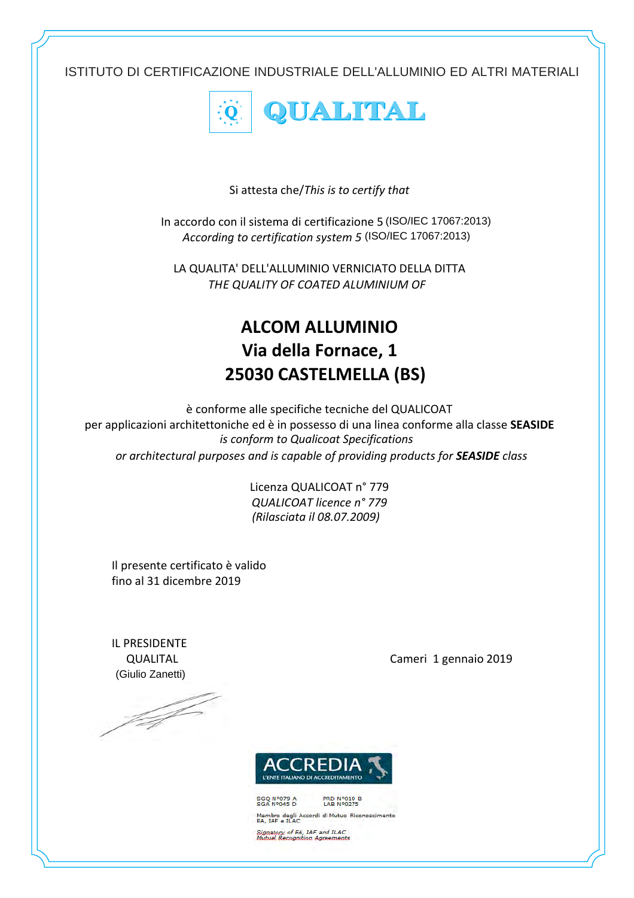ISTITUTO DI CERTIFICAZIONE INDUSTRIALE DELL'ALLUMINIO ED ALTRI MATERIALI

# QUALITAL

Si attesta che/*This is to certify that*

In accordo con il sistema di certificazione 5 (ISO/IEC 17067:2013)
*According to certification system 5* (ISO/IEC 17067:2013)

LA QUALITA' DELL'ALLUMINIO VERNICIATO DELLA DITTA
*THE QUALITY OF COATED ALUMINIUM OF*

## ALCOM ALLUMINIO
## Via della Fornace, 1
## 25030 CASTELMELLA (BS)

è conforme alle specifiche tecniche del QUALICOAT
per applicazioni architettoniche ed è in possesso di una linea conforme alla classe **SEASIDE**
*is conform to Qualicoat Specifications*
*or architectural purposes and is capable of providing products for* ***SEASIDE*** *class*

Licenza QUALICOAT n° 779
*QUALICOAT licence n° 779*
*(Rilasciata il 08.07.2009)*

Il presente certificato è valido
fino al 31 dicembre 2019

IL PRESIDENTE
QUALITAL
(Giulio Zanetti)

Cameri 1 gennaio 2019

ACCREDIA
L'ENTE ITALIANO DI ACCREDITAMENTO

SGQ N°079 A
SGA N°045 D
PRD N°010 B
LAB N°0275

Membro degli Accordi di Mutuo Riconoscimento EA, IAF e ILAC

*Signatory of EA, IAF and ILAC Mutual Recognition Agreements*